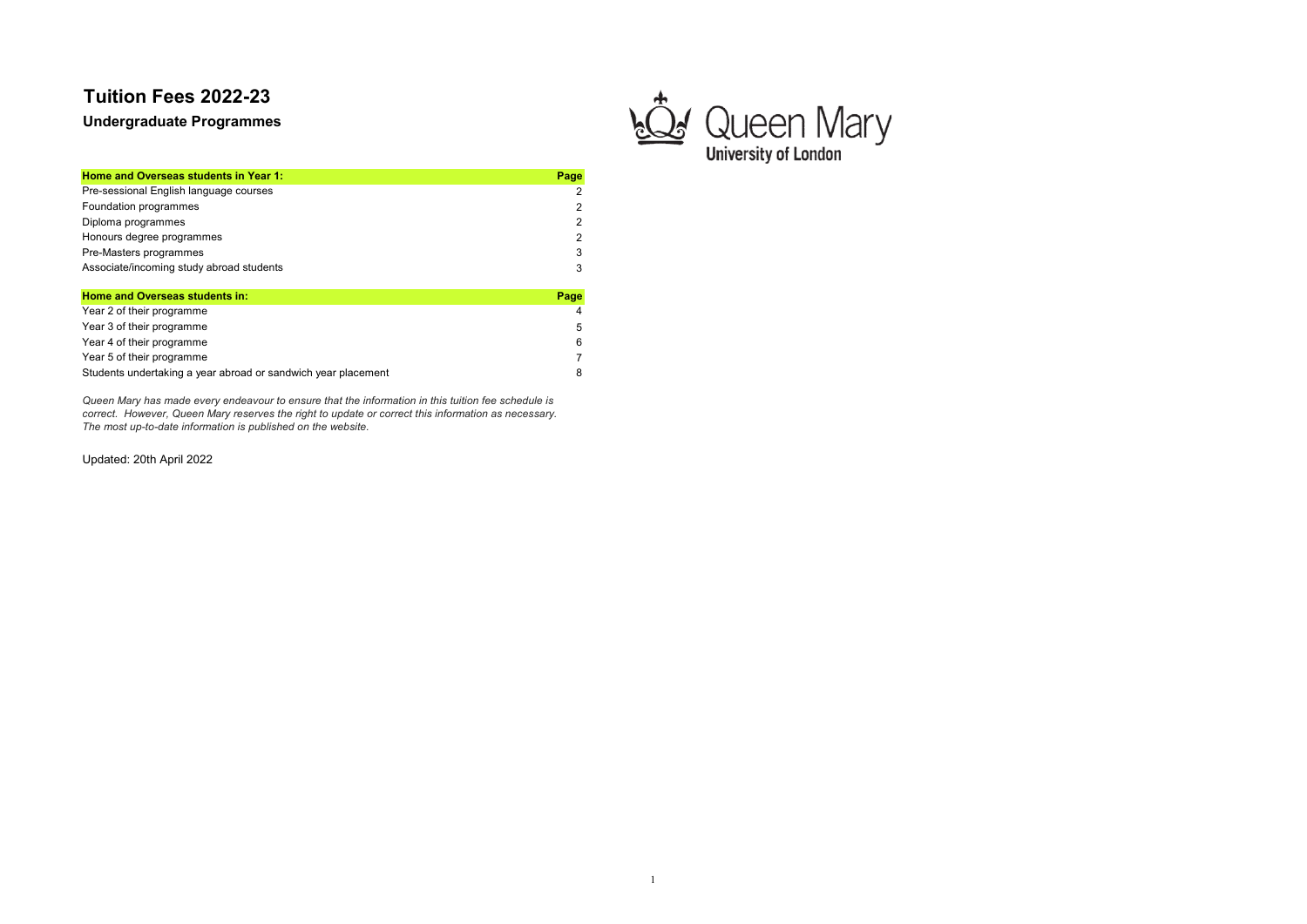# Tuition Fees 2022-23

## Undergraduate Programmes

| Home and Overseas students in Year 1: | Page |
|---|---|
| Pre-sessional English language courses | 2 |
| Foundation programmes | 2 |
| Diploma programmes | 2 |
| Honours degree programmes | 2 |
| Pre-Masters programmes | 3 |
| Associate/incoming study abroad students | 3 |

| Home and Overseas students in: | Page |
|---|---|
| Year 2 of their programme | 4 |
| Year 3 of their programme | 5 |
| Year 4 of their programme | 6 |
| Year 5 of their programme | 7 |
| Students undertaking a year abroad or sandwich year placement | 8 |

*Queen Mary has made every endeavour to ensure that the information in this tuition fee schedule is correct. However, Queen Mary reserves the right to update or correct this information as necessary. The most up-to-date information is published on the website.*

Updated: 20th April 2022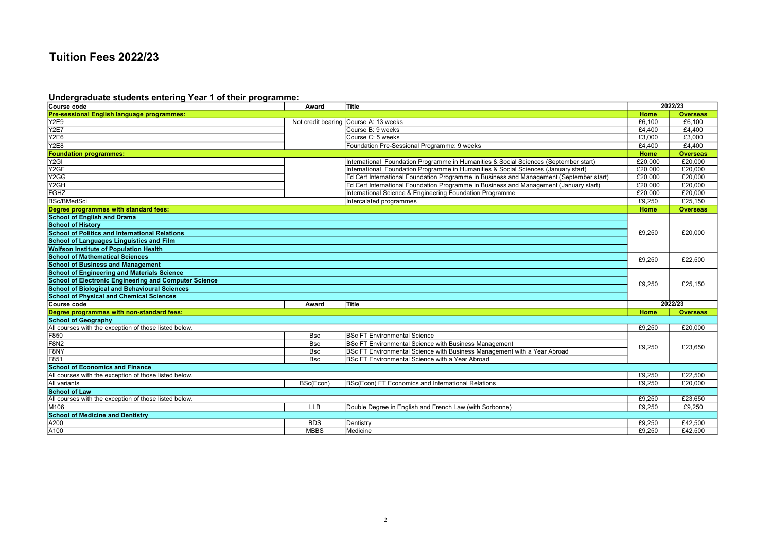# Tuition Fees 2022/23

## Undergraduate students entering Year 1 of their programme:

| Course code | Award | Title | 2022/23 | |
|---|---|---|---|---|
| **Pre-sessional English language programmes:** | | | **Home** | **Overseas** |
| Y2E9 | Not credit bearing | Course A: 13 weeks | £6,100 | £6,100 |
| Y2E7 | | Course B: 9 weeks | £4,400 | £4,400 |
| Y2E6 | | Course C: 5 weeks | £3,000 | £3,000 |
| Y2E8 | | Foundation Pre-Sessional Programme: 9 weeks | £4,400 | £4,400 |
| **Foundation programmes:** | | | **Home** | **Overseas** |
| Y2GI | | International Foundation Programme in Humanities & Social Sciences (September start) | £20,000 | £20,000 |
| Y2GF | | International Foundation Programme in Humanities & Social Sciences (January start) | £20,000 | £20,000 |
| Y2GG | | Fd Cert International Foundation Programme in Business and Management (September start) | £20,000 | £20,000 |
| Y2GH | | Fd Cert International Foundation Programme in Business and Management (January start) | £20,000 | £20,000 |
| FGHZ | | International Science & Engineering Foundation Programme | £20,000 | £20,000 |
| BSc/BMedSci | | Intercalated programmes | £9,250 | £25,150 |
| **Degree programmes with standard fees:** | | | **Home** | **Overseas** |
| **School of English and Drama** | | | £9,250 | £20,000 |
| **School of History** | | | | |
| **School of Politics and International Relations** | | | | |
| **School of Languages Linguistics and Film** | | | | |
| **Wolfson Institute of Population Health** | | | | |
| **School of Mathematical Sciences** | | | £9,250 | £22,500 |
| **School of Business and Management** | | | | |
| **School of Engineering and Materials Science** | | | £9,250 | £25,150 |
| **School of Electronic Engineering and Computer Science** | | | | |
| **School of Biological and Behavioural Sciences** | | | | |
| **School of Physical and Chemical Sciences** | | | | |
| **Course code** | **Award** | **Title** | **2022/23** | |
| **Degree programmes with non-standard fees:** | | | **Home** | **Overseas** |
| **School of Geography** | | | | |
| All courses with the exception of those listed below. | | | £9,250 | £20,000 |
| F850 | Bsc | BSc FT Environmental Science | £9,250 | £23,650 |
| F8N2 | Bsc | BSc FT Environmental Science with Business Management | | |
| F8NY | Bsc | BSc FT Environmental Science with Business Management with a Year Abroad | | |
| F851 | Bsc | BSc FT Environmental Science with a Year Abroad | | |
| **School of Economics and Finance** | | | | |
| All courses with the exception of those listed below. | | | £9,250 | £22,500 |
| All variants | BSc(Econ) | BSc(Econ) FT Economics and International Relations | £9,250 | £20,000 |
| **School of Law** | | | | |
| All courses with the exception of those listed below. | | | £9,250 | £23,650 |
| M106 | LLB | Double Degree in English and French Law (with Sorbonne) | £9,250 | £9,250 |
| **School of Medicine and Dentistry** | | | | |
| A200 | BDS | Dentistry | £9,250 | £42,500 |
| A100 | MBBS | Medicine | £9,250 | £42,500 |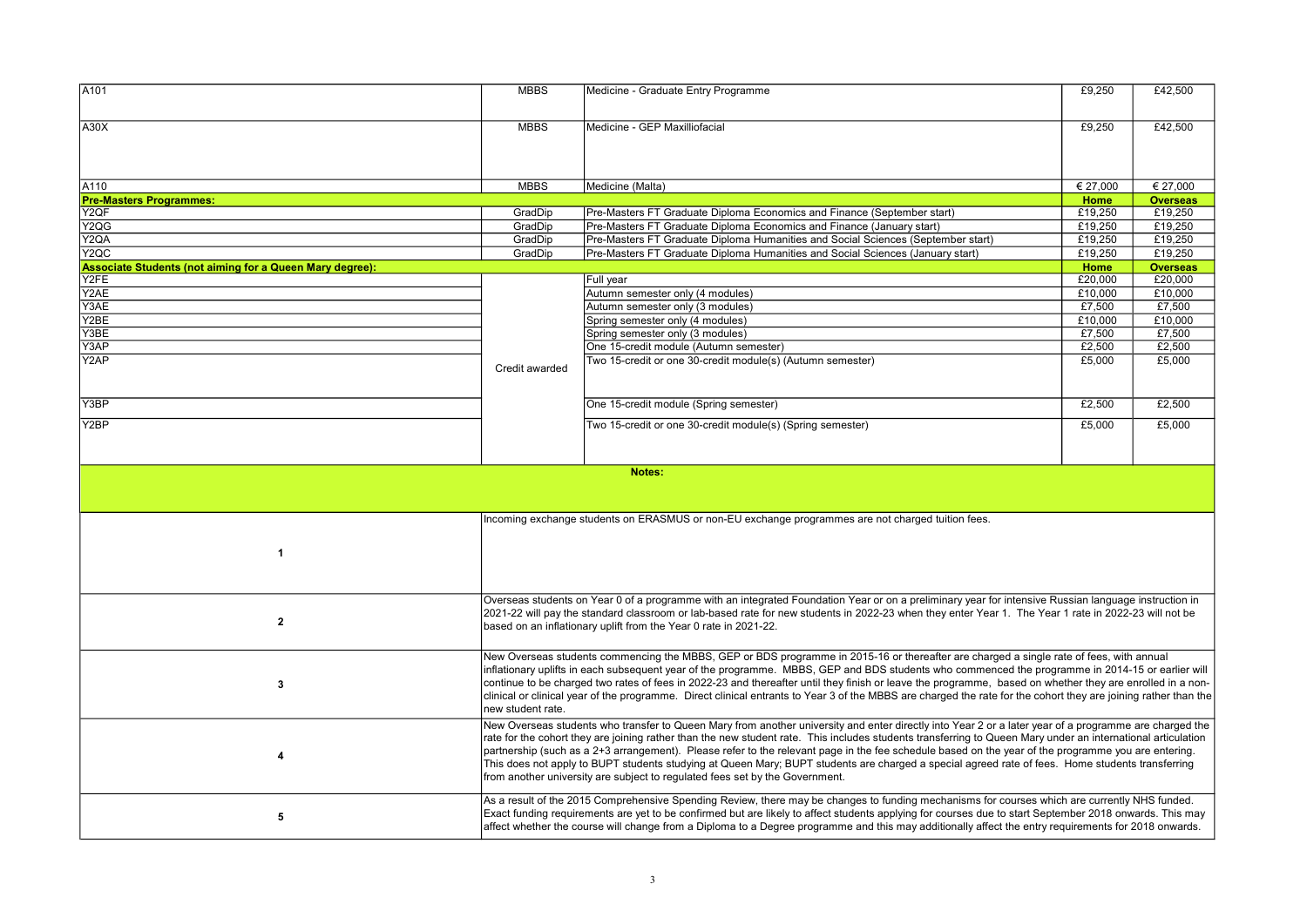| | | | | |
|---|---|---|---|---|
| A101 | MBBS | Medicine - Graduate Entry Programme | £9,250 | £42,500 |
| A30X | MBBS | Medicine - GEP Maxilliofacial | £9,250 | £42,500 |
| A110 | MBBS | Medicine (Malta) | € 27,000 | € 27,000 |
| **Pre-Masters Programmes:** | | | **Home** | **Overseas** |
| Y2QF | GradDip | Pre-Masters FT Graduate Diploma Economics and Finance (September start) | £19,250 | £19,250 |
| Y2QG | GradDip | Pre-Masters FT Graduate Diploma Economics and Finance (January start) | £19,250 | £19,250 |
| Y2QA | GradDip | Pre-Masters FT Graduate Diploma Humanities and Social Sciences (September start) | £19,250 | £19,250 |
| Y2QC | GradDip | Pre-Masters FT Graduate Diploma Humanities and Social Sciences (January start) | £19,250 | £19,250 |
| **Associate Students (not aiming for a Queen Mary degree):** | | | **Home** | **Overseas** |
| Y2FE | Credit awarded | Full year | £20,000 | £20,000 |
| Y2AE | | Autumn semester only (4 modules) | £10,000 | £10,000 |
| Y3AE | | Autumn semester only (3 modules) | £7,500 | £7,500 |
| Y2BE | | Spring semester only (4 modules) | £10,000 | £10,000 |
| Y3BE | | Spring semester only (3 modules) | £7,500 | £7,500 |
| Y3AP | | One 15-credit module (Autumn semester) | £2,500 | £2,500 |
| Y2AP | | Two 15-credit or one 30-credit module(s) (Autumn semester) | £5,000 | £5,000 |
| Y3BP | | One 15-credit module (Spring semester) | £2,500 | £2,500 |
| Y2BP | | Two 15-credit or one 30-credit module(s) (Spring semester) | £5,000 | £5,000 |

**Notes:**

| | |
|---|---|
| 1 | Incoming exchange students on ERASMUS or non-EU exchange programmes are not charged tuition fees. |
| 2 | Overseas students on Year 0 of a programme with an integrated Foundation Year or on a preliminary year for intensive Russian language instruction in 2021-22 will pay the standard classroom or lab-based rate for new students in 2022-23 when they enter Year 1. The Year 1 rate in 2022-23 will not be based on an inflationary uplift from the Year 0 rate in 2021-22. |
| 3 | New Overseas students commencing the MBBS, GEP or BDS programme in 2015-16 or thereafter are charged a single rate of fees, with annual inflationary uplifts in each subsequent year of the programme. MBBS, GEP and BDS students who commenced the programme in 2014-15 or earlier will continue to be charged two rates of fees in 2022-23 and thereafter until they finish or leave the programme, based on whether they are enrolled in a non-clinical or clinical year of the programme. Direct clinical entrants to Year 3 of the MBBS are charged the rate for the cohort they are joining rather than the new student rate. |
| 4 | New Overseas students who transfer to Queen Mary from another university and enter directly into Year 2 or a later year of a programme are charged the rate for the cohort they are joining rather than the new student rate. This includes students transferring to Queen Mary under an international articulation partnership (such as a 2+3 arrangement). Please refer to the relevant page in the fee schedule based on the year of the programme you are entering. This does not apply to BUPT students studying at Queen Mary; BUPT students are charged a special agreed rate of fees. Home students transferring from another university are subject to regulated fees set by the Government. |
| 5 | As a result of the 2015 Comprehensive Spending Review, there may be changes to funding mechanisms for courses which are currently NHS funded. Exact funding requirements are yet to be confirmed but are likely to affect students applying for courses due to start September 2018 onwards. This may affect whether the course will change from a Diploma to a Degree programme and this may additionally affect the entry requirements for 2018 onwards. |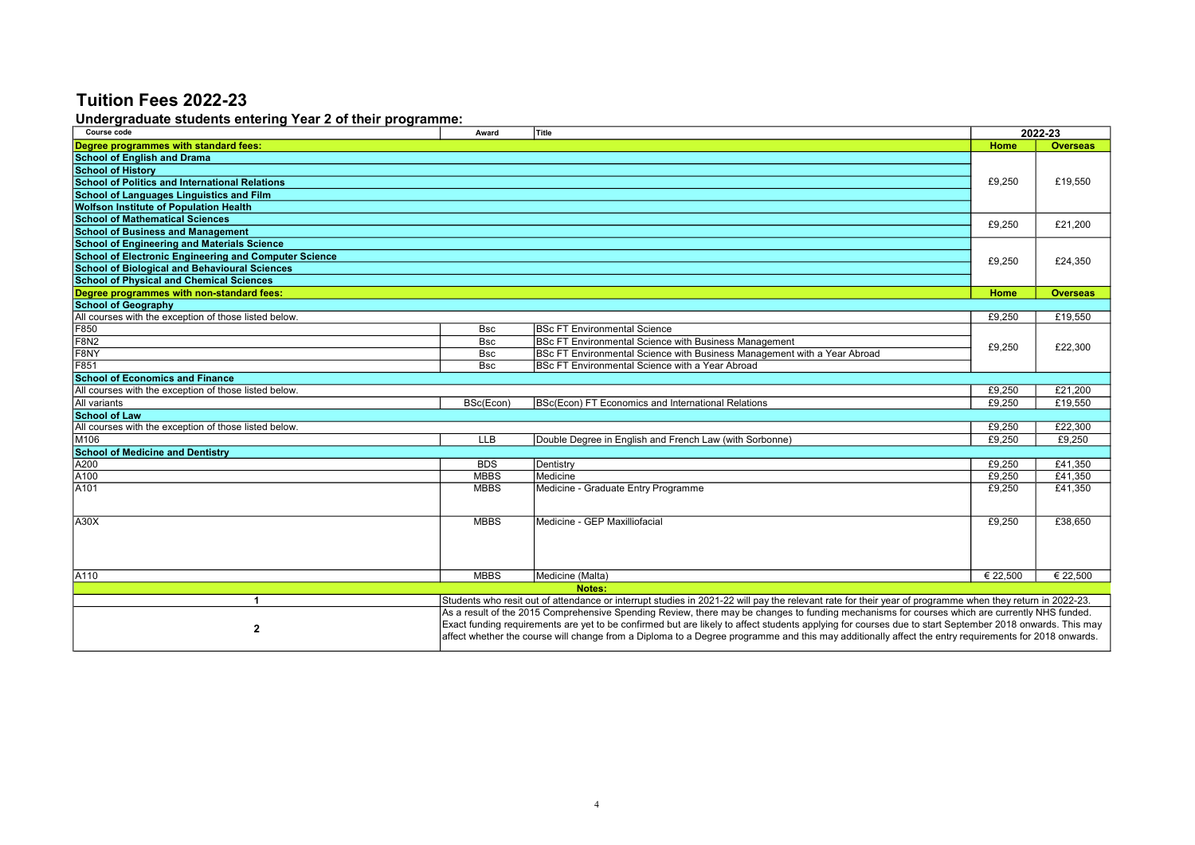# Tuition Fees 2022-23

## Undergraduate students entering Year 2 of their programme:

| Course code | Award | Title | 2022-23 Home | 2022-23 Overseas |
|---|---|---|---|---|
| **Degree programmes with standard fees:** | | | **Home** | **Overseas** |
| **School of English and Drama** | | | £9,250 | £19,550 |
| **School of History** | | | £9,250 | £19,550 |
| **School of Politics and International Relations** | | | £9,250 | £19,550 |
| **School of Languages Linguistics and Film** | | | £9,250 | £19,550 |
| **Wolfson Institute of Population Health** | | | £9,250 | £19,550 |
| **School of Mathematical Sciences** | | | £9,250 | £21,200 |
| **School of Business and Management** | | | £9,250 | £21,200 |
| **School of Engineering and Materials Science** | | | £9,250 | £24,350 |
| **School of Electronic Engineering and Computer Science** | | | £9,250 | £24,350 |
| **School of Biological and Behavioural Sciences** | | | £9,250 | £24,350 |
| **School of Physical and Chemical Sciences** | | | £9,250 | £24,350 |
| **Degree programmes with non-standard fees:** | | | **Home** | **Overseas** |
| **School of Geography** | | | | |
| All courses with the exception of those listed below. | | | £9,250 | £19,550 |
| F850 | Bsc | BSc FT Environmental Science | £9,250 | £22,300 |
| F8N2 | Bsc | BSc FT Environmental Science with Business Management | £9,250 | £22,300 |
| F8NY | Bsc | BSc FT Environmental Science with Business Management with a Year Abroad | £9,250 | £22,300 |
| F851 | Bsc | BSc FT Environmental Science with a Year Abroad | £9,250 | £22,300 |
| **School of Economics and Finance** | | | | |
| All courses with the exception of those listed below. | | | £9,250 | £21,200 |
| All variants | BSc(Econ) | BSc(Econ) FT Economics and International Relations | £9,250 | £19,550 |
| **School of Law** | | | | |
| All courses with the exception of those listed below. | | | £9,250 | £22,300 |
| M106 | LLB | Double Degree in English and French Law (with Sorbonne) | £9,250 | £9,250 |
| **School of Medicine and Dentistry** | | | | |
| A200 | BDS | Dentistry | £9,250 | £41,350 |
| A100 | MBBS | Medicine | £9,250 | £41,350 |
| A101 | MBBS | Medicine - Graduate Entry Programme | £9,250 | £41,350 |
| A30X | MBBS | Medicine - GEP Maxilliofacial | £9,250 | £38,650 |
| A110 | MBBS | Medicine (Malta) | € 22,500 | € 22,500 |

**Notes:**

| | |
|---|---|
| **1** | Students who resit out of attendance or interrupt studies in 2021-22 will pay the relevant rate for their year of programme when they return in 2022-23. |
| **2** | As a result of the 2015 Comprehensive Spending Review, there may be changes to funding mechanisms for courses which are currently NHS funded. Exact funding requirements are yet to be confirmed but are likely to affect students applying for courses due to start September 2018 onwards. This may affect whether the course will change from a Diploma to a Degree programme and this may additionally affect the entry requirements for 2018 onwards. |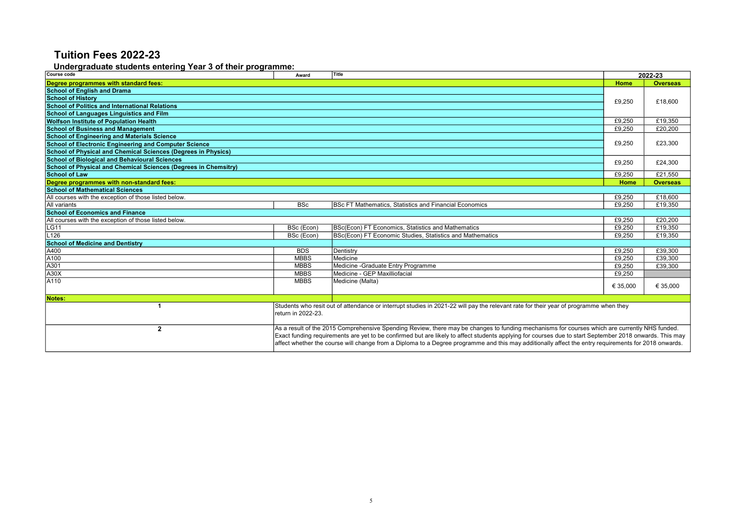# Tuition Fees 2022-23

## Undergraduate students entering Year 3 of their programme:

| Course code | Award | Title | 2022-23 Home | 2022-23 Overseas |
|---|---|---|---|---|
| **Degree programmes with standard fees:** | | | **Home** | **Overseas** |
| **School of English and Drama** | | | £9,250 | £18,600 |
| **School of History** | | | | |
| **School of Politics and International Relations** | | | | |
| **School of Languages Linguistics and Film** | | | | |
| **Wolfson Institute of Population Health** | | | £9,250 | £19,350 |
| **School of Business and Management** | | | £9,250 | £20,200 |
| **School of Engineering and Materials Science** | | | £9,250 | £23,300 |
| **School of Electronic Engineering and Computer Science** | | | | |
| **School of Physical and Chemical Sciences (Degrees in Physics)** | | | | |
| **School of Biological and Behavioural Sciences** | | | £9,250 | £24,300 |
| **School of Physical and Chemical Sciences (Degrees in Chemsitry)** | | | | |
| **School of Law** | | | £9,250 | £21,550 |
| **Degree programmes with non-standard fees:** | | | **Home** | **Overseas** |
| **School of Mathematical Sciences** | | | | |
| All courses with the exception of those listed below. | | | £9,250 | £18,600 |
| All variants | BSc | BSc FT Mathematics, Statistics and Financial Economics | £9,250 | £19,350 |
| **School of Economics and Finance** | | | | |
| All courses with the exception of those listed below. | | | £9,250 | £20,200 |
| LG11 | BSc (Econ) | BSc(Econ) FT Economics, Statistics and Mathematics | £9,250 | £19,350 |
| L126 | BSc (Econ) | BSc(Econ) FT Economic Studies, Statistics and Mathematics | £9,250 | £19,350 |
| **School of Medicine and Dentistry** | | | | |
| A400 | BDS | Dentistry | £9,250 | £39,300 |
| A100 | MBBS | Medicine | £9,250 | £39,300 |
| A301 | MBBS | Medicine -Graduate Entry Programme | £9,250 | £39,300 |
| A30X | MBBS | Medicine - GEP Maxilliofacial | £9,250 | |
| A110 | MBBS | Medicine (Malta) | € 35,000 | € 35,000 |

**Notes:**

| | |
|---|---|
| **1** | Students who resit out of attendance or interrupt studies in 2021-22 will pay the relevant rate for their year of programme when they return in 2022-23. |
| **2** | As a result of the 2015 Comprehensive Spending Review, there may be changes to funding mechanisms for courses which are currently NHS funded. Exact funding requirements are yet to be confirmed but are likely to affect students applying for courses due to start September 2018 onwards. This may affect whether the course will change from a Diploma to a Degree programme and this may additionally affect the entry requirements for 2018 onwards. |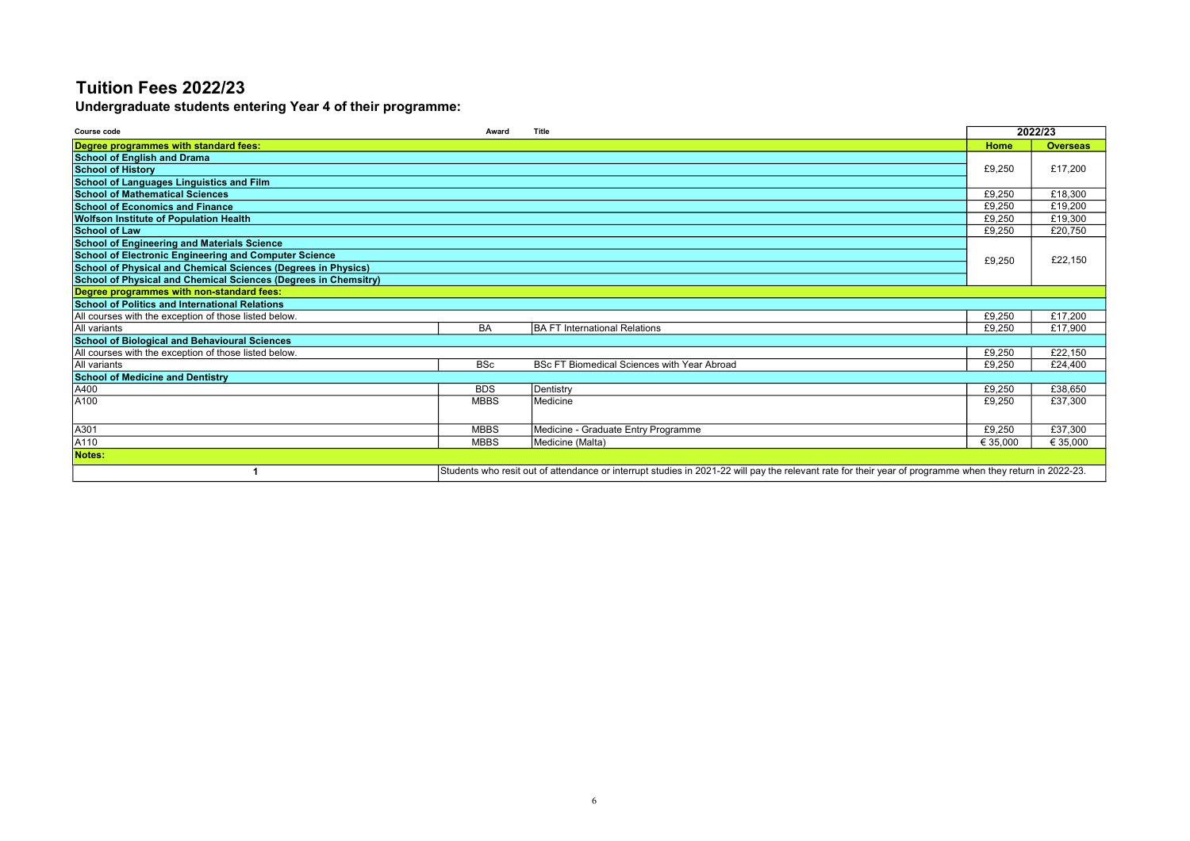# Tuition Fees 2022/23

## Undergraduate students entering Year 4 of their programme:

| Course code | Award | Title | 2022/23 | |
|---|---|---|---|---|
| **Degree programmes with standard fees:** | | | **Home** | **Overseas** |
| **School of English and Drama** | | | £9,250 | £17,200 |
| **School of History** | | | | |
| **School of Languages Linguistics and Film** | | | | |
| **School of Mathematical Sciences** | | | £9,250 | £18,300 |
| **School of Economics and Finance** | | | £9,250 | £19,200 |
| **Wolfson Institute of Population Health** | | | £9,250 | £19,300 |
| **School of Law** | | | £9,250 | £20,750 |
| **School of Engineering and Materials Science** | | | £9,250 | £22,150 |
| **School of Electronic Engineering and Computer Science** | | | | |
| **School of Physical and Chemical Sciences (Degrees in Physics)** | | | | |
| **School of Physical and Chemical Sciences (Degrees in Chemsitry)** | | | | |
| **Degree programmes with non-standard fees:** | | | | |
| **School of Politics and International Relations** | | | | |
| All courses with the exception of those listed below. | | | £9,250 | £17,200 |
| All variants | BA | BA FT International Relations | £9,250 | £17,900 |
| **School of Biological and Behavioural Sciences** | | | | |
| All courses with the exception of those listed below. | | | £9,250 | £22,150 |
| All variants | BSc | BSc FT Biomedical Sciences with Year Abroad | £9,250 | £24,400 |
| **School of Medicine and Dentistry** | | | | |
| A400 | BDS | Dentistry | £9,250 | £38,650 |
| A100 | MBBS | Medicine | £9,250 | £37,300 |
| A301 | MBBS | Medicine - Graduate Entry Programme | £9,250 | £37,300 |
| A110 | MBBS | Medicine (Malta) | € 35,000 | € 35,000 |
| **Notes:** | | | | |
| 1 | Students who resit out of attendance or interrupt studies in 2021-22 will pay the relevant rate for their year of programme when they return in 2022-23. | | | |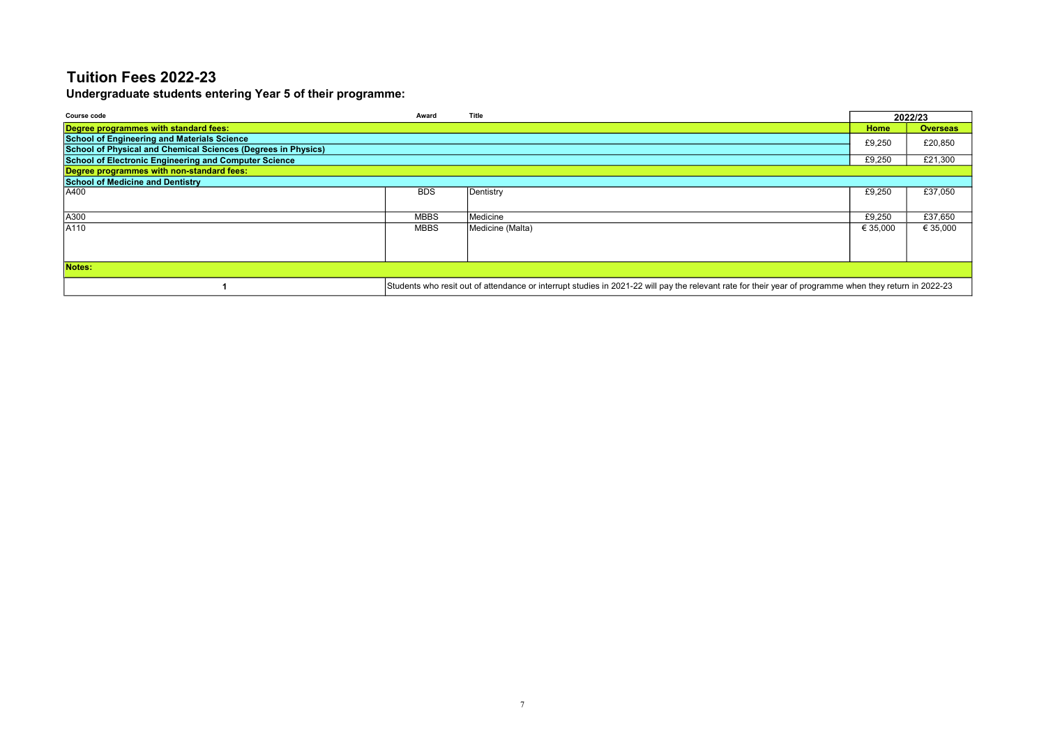# Tuition Fees 2022-23

## Undergraduate students entering Year 5 of their programme:

| Course code | Award | Title | 2022/23 | |
|---|---|---|---|---|
| **Degree programmes with standard fees:** | | | **Home** | **Overseas** |
| **School of Engineering and Materials Science** | | | £9,250 | £20,850 |
| **School of Physical and Chemical Sciences (Degrees in Physics)** | | | | |
| **School of Electronic Engineering and Computer Science** | | | £9,250 | £21,300 |
| **Degree programmes with non-standard fees:** | | | | |
| **School of Medicine and Dentistry** | | | | |
| A400 | BDS | Dentistry | £9,250 | £37,050 |
| A300 | MBBS | Medicine | £9,250 | £37,650 |
| A110 | MBBS | Medicine (Malta) | € 35,000 | € 35,000 |

**Notes:**

| | |
|---|---|
| 1 | Students who resit out of attendance or interrupt studies in 2021-22 will pay the relevant rate for their year of programme when they return in 2022-23 |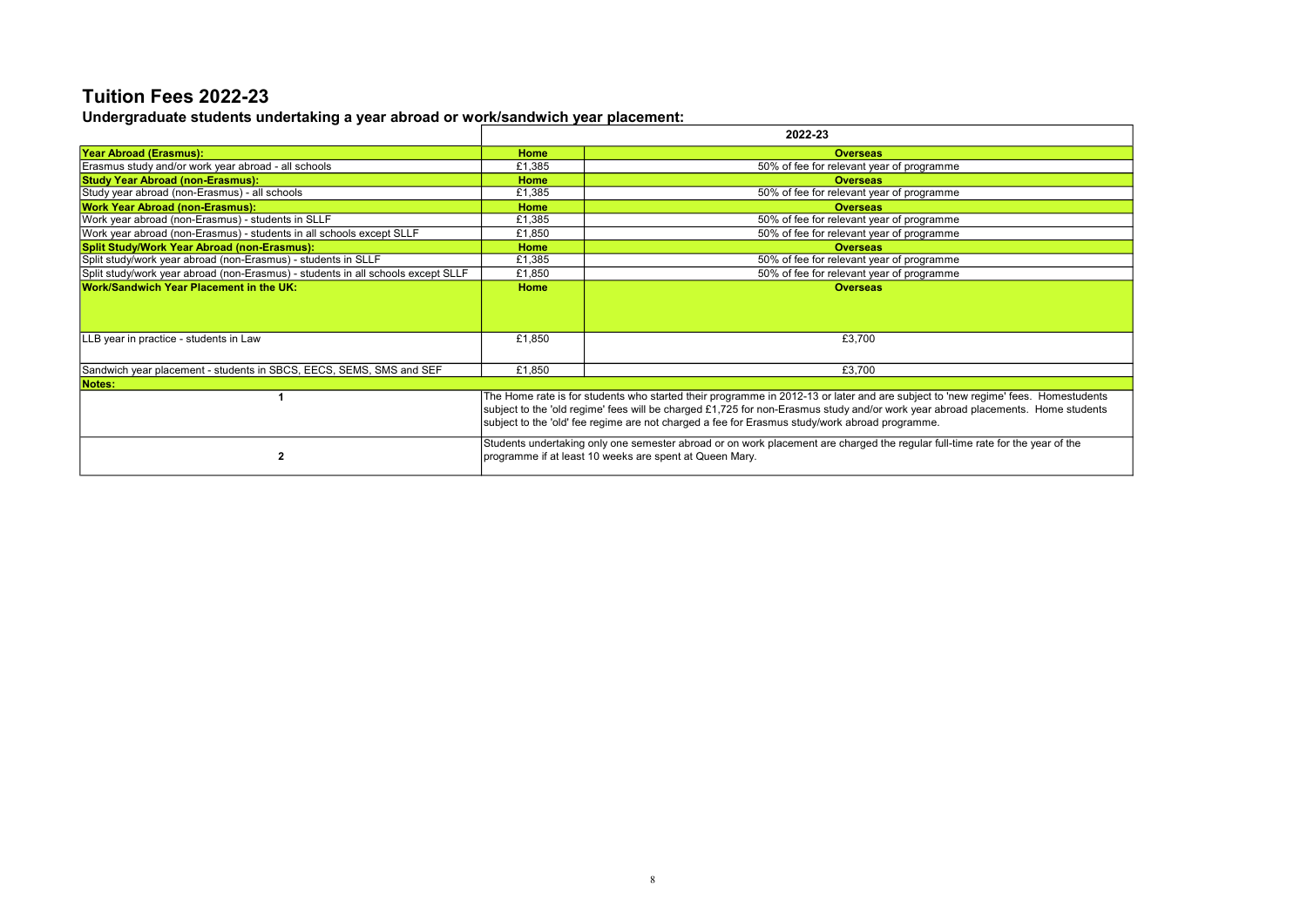# Tuition Fees 2022-23

## Undergraduate students undertaking a year abroad or work/sandwich year placement:

| | 2022-23 | |
|---|---|---|
| **Year Abroad (Erasmus):** | **Home** | **Overseas** |
| Erasmus study and/or work year abroad - all schools | £1,385 | 50% of fee for relevant year of programme |
| **Study Year Abroad (non-Erasmus):** | **Home** | **Overseas** |
| Study year abroad (non-Erasmus) - all schools | £1,385 | 50% of fee for relevant year of programme |
| **Work Year Abroad (non-Erasmus):** | **Home** | **Overseas** |
| Work year abroad (non-Erasmus) - students in SLLF | £1,385 | 50% of fee for relevant year of programme |
| Work year abroad (non-Erasmus) - students in all schools except SLLF | £1,850 | 50% of fee for relevant year of programme |
| **Split Study/Work Year Abroad (non-Erasmus):** | **Home** | **Overseas** |
| Split study/work year abroad (non-Erasmus) - students in SLLF | £1,385 | 50% of fee for relevant year of programme |
| Split study/work year abroad (non-Erasmus) - students in all schools except SLLF | £1,850 | 50% of fee for relevant year of programme |
| **Work/Sandwich Year Placement in the UK:** | **Home** | **Overseas** |
| LLB year in practice - students in Law | £1,850 | £3,700 |
| Sandwich year placement - students in SBCS, EECS, SEMS, SMS and SEF | £1,850 | £3,700 |
| **Notes:** | | |
| **1** | The Home rate is for students who started their programme in 2012-13 or later and are subject to 'new regime' fees. Homestudents subject to the 'old regime' fees will be charged £1,725 for non-Erasmus study and/or work year abroad placements. Home students subject to the 'old' fee regime are not charged a fee for Erasmus study/work abroad programme. | |
| **2** | Students undertaking only one semester abroad or on work placement are charged the regular full-time rate for the year of the programme if at least 10 weeks are spent at Queen Mary. | |